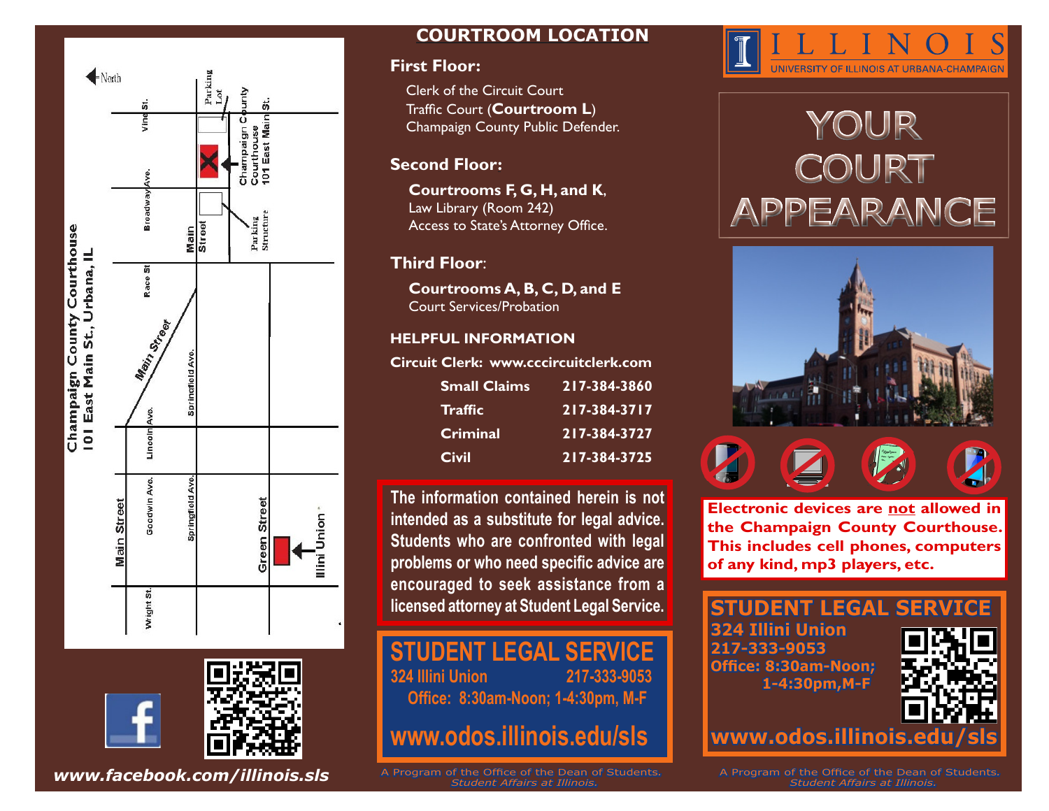Champaign County Courthouse
101 East Main St., Urbana, IL

North

Vine St. | Broadway Ave. | Race St | Main Street | Lincoln Ave. | Springfield Ave. | Goodwin Ave. | Wright St. | Main Street | Green Street | Parking Lot | Champaign County Courthouse 101 East Main St. | Parking Structure | Illini Union

www.facebook.com/illinois.sls

## COURTROOM LOCATION

### First Floor:

Clerk of the Circuit Court
Traffic Court (**Courtroom L**)
Champaign County Public Defender.

### Second Floor:

**Courtrooms F, G, H, and K**,
Law Library (Room 242)
Access to State's Attorney Office.

### Third Floor:

**Courtrooms A, B, C, D, and E**
Court Services/Probation

### HELPFUL INFORMATION

**Circuit Clerk: www.cccircuitclerk.com**

| | |
|---|---|
| **Small Claims** | **217-384-3860** |
| **Traffic** | **217-384-3717** |
| **Criminal** | **217-384-3727** |
| **Civil** | **217-384-3725** |

**The information contained herein is not intended as a substitute for legal advice. Students who are confronted with legal problems or who need specific advice are encouraged to seek assistance from a licensed attorney at Student Legal Service.**

## STUDENT LEGAL SERVICE

324 Illini Union 217-333-9053
Office: 8:30am-Noon; 1-4:30pm, M-F

**www.odos.illinois.edu/sls**

A Program of the Office of the Dean of Students.
*Student Affairs at Illinois.*

ILLINOIS
UNIVERSITY OF ILLINOIS AT URBANA-CHAMPAIGN

# YOUR COURT APPEARANCE

**Electronic devices are not allowed in the Champaign County Courthouse. This includes cell phones, computers of any kind, mp3 players, etc.**

## STUDENT LEGAL SERVICE

**324 Illini Union**
**217-333-9053**
**Office: 8:30am-Noon; 1-4:30pm,M-F**

**www.odos.illinois.edu/sls**

A Program of the Office of the Dean of Students.
*Student Affairs at Illinois.*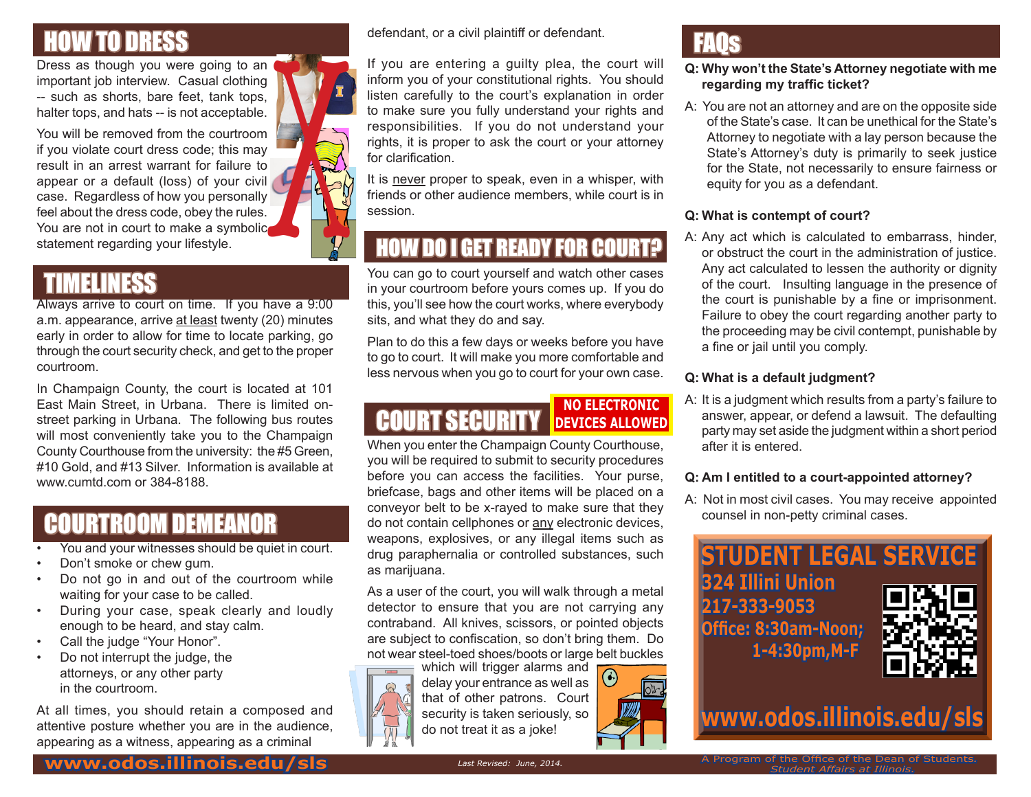## HOW TO DRESS

Dress as though you were going to an important job interview. Casual clothing -- such as shorts, bare feet, tank tops, halter tops, and hats -- is not acceptable.

You will be removed from the courtroom if you violate court dress code; this may result in an arrest warrant for failure to appear or a default (loss) of your civil case. Regardless of how you personally feel about the dress code, obey the rules. You are not in court to make a symbolic statement regarding your lifestyle.

## TIMELINESS

Always arrive to court on time. If you have a 9:00 a.m. appearance, arrive at least twenty (20) minutes early in order to allow for time to locate parking, go through the court security check, and get to the proper courtroom.

In Champaign County, the court is located at 101 East Main Street, in Urbana. There is limited on-street parking in Urbana. The following bus routes will most conveniently take you to the Champaign County Courthouse from the university: the #5 Green, #10 Gold, and #13 Silver. Information is available at www.cumtd.com or 384-8188.

## COURTROOM DEMEANOR

- You and your witnesses should be quiet in court.
- Don't smoke or chew gum.
- Do not go in and out of the courtroom while waiting for your case to be called.
- During your case, speak clearly and loudly enough to be heard, and stay calm.
- Call the judge "Your Honor".
- Do not interrupt the judge, the attorneys, or any other party in the courtroom.

At all times, you should retain a composed and attentive posture whether you are in the audience, appearing as a witness, appearing as a criminal defendant, or a civil plaintiff or defendant.

If you are entering a guilty plea, the court will inform you of your constitutional rights. You should listen carefully to the court's explanation in order to make sure you fully understand your rights and responsibilities. If you do not understand your rights, it is proper to ask the court or your attorney for clarification.

It is never proper to speak, even in a whisper, with friends or other audience members, while court is in session.

## HOW DO I GET READY FOR COURT?

You can go to court yourself and watch other cases in your courtroom before yours comes up. If you do this, you'll see how the court works, where everybody sits, and what they do and say.

Plan to do this a few days or weeks before you have to go to court. It will make you more comfortable and less nervous when you go to court for your own case.

## COURT SECURITY

**NO ELECTRONIC DEVICES ALLOWED**

When you enter the Champaign County Courthouse, you will be required to submit to security procedures before you can access the facilities. Your purse, briefcase, bags and other items will be placed on a conveyor belt to be x-rayed to make sure that they do not contain cellphones or any electronic devices, weapons, explosives, or any illegal items such as drug paraphernalia or controlled substances, such as marijuana.

As a user of the court, you will walk through a metal detector to ensure that you are not carrying any contraband. All knives, scissors, or pointed objects are subject to confiscation, so don't bring them. Do not wear steel-toed shoes/boots or large belt buckles which will trigger alarms and delay your entrance as well as that of other patrons. Court security is taken seriously, so do not treat it as a joke!

## FAQs

**Q: Why won't the State's Attorney negotiate with me regarding my traffic ticket?**

A: You are not an attorney and are on the opposite side of the State's case. It can be unethical for the State's Attorney to negotiate with a lay person because the State's Attorney's duty is primarily to seek justice for the State, not necessarily to ensure fairness or equity for you as a defendant.

**Q: What is contempt of court?**

A: Any act which is calculated to embarrass, hinder, or obstruct the court in the administration of justice. Any act calculated to lessen the authority or dignity of the court. Insulting language in the presence of the court is punishable by a fine or imprisonment. Failure to obey the court regarding another party to the proceeding may be civil contempt, punishable by a fine or jail until you comply.

**Q: What is a default judgment?**

A: It is a judgment which results from a party's failure to answer, appear, or defend a lawsuit. The defaulting party may set aside the judgment within a short period after it is entered.

**Q: Am I entitled to a court-appointed attorney?**

A: Not in most civil cases. You may receive appointed counsel in non-petty criminal cases.

## STUDENT LEGAL SERVICE

324 Illini Union
217-333-9053
Office: 8:30am-Noon; 1-4:30pm, M-F

www.odos.illinois.edu/sls

www.odos.illinois.edu/sls

*Last Revised: June, 2014.*

A Program of the Office of the Dean of Students. *Student Affairs at Illinois.*